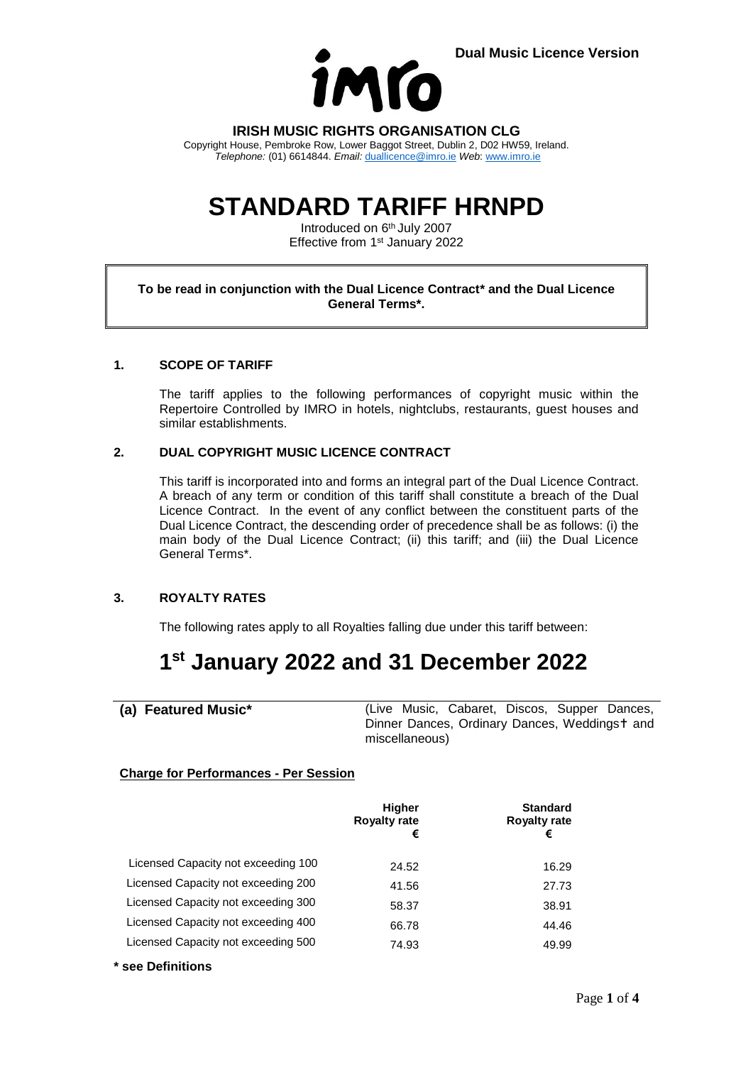**Dual Music Licence Version**

imro

**IRISH MUSIC RIGHTS ORGANISATION CLG**

Copyright House, Pembroke Row, Lower Baggot Street, Dublin 2, D02 HW59, Ireland.
*Telephone:* (01) 6614844. *Email:* duallicence@imro.ie *Web*: www.imro.ie

# STANDARD TARIFF HRNPD

Introduced on 6th July 2007
Effective from 1st January 2022

**To be read in conjunction with the Dual Licence Contract* and the Dual Licence General Terms*.**

## 1. SCOPE OF TARIFF

The tariff applies to the following performances of copyright music within the Repertoire Controlled by IMRO in hotels, nightclubs, restaurants, guest houses and similar establishments.

## 2. DUAL COPYRIGHT MUSIC LICENCE CONTRACT

This tariff is incorporated into and forms an integral part of the Dual Licence Contract. A breach of any term or condition of this tariff shall constitute a breach of the Dual Licence Contract. In the event of any conflict between the constituent parts of the Dual Licence Contract, the descending order of precedence shall be as follows: (i) the main body of the Dual Licence Contract; (ii) this tariff; and (iii) the Dual Licence General Terms*.

## 3. ROYALTY RATES

The following rates apply to all Royalties falling due under this tariff between:

# 1st January 2022 and 31 December 2022

**(a) Featured Music*** (Live Music, Cabaret, Discos, Supper Dances, Dinner Dances, Ordinary Dances, Weddings† and miscellaneous)

**Charge for Performances - Per Session**

| | Higher Royalty rate € | Standard Royalty rate € |
|---|---|---|
| Licensed Capacity not exceeding 100 | 24.52 | 16.29 |
| Licensed Capacity not exceeding 200 | 41.56 | 27.73 |
| Licensed Capacity not exceeding 300 | 58.37 | 38.91 |
| Licensed Capacity not exceeding 400 | 66.78 | 44.46 |
| Licensed Capacity not exceeding 500 | 74.93 | 49.99 |

**\* see Definitions**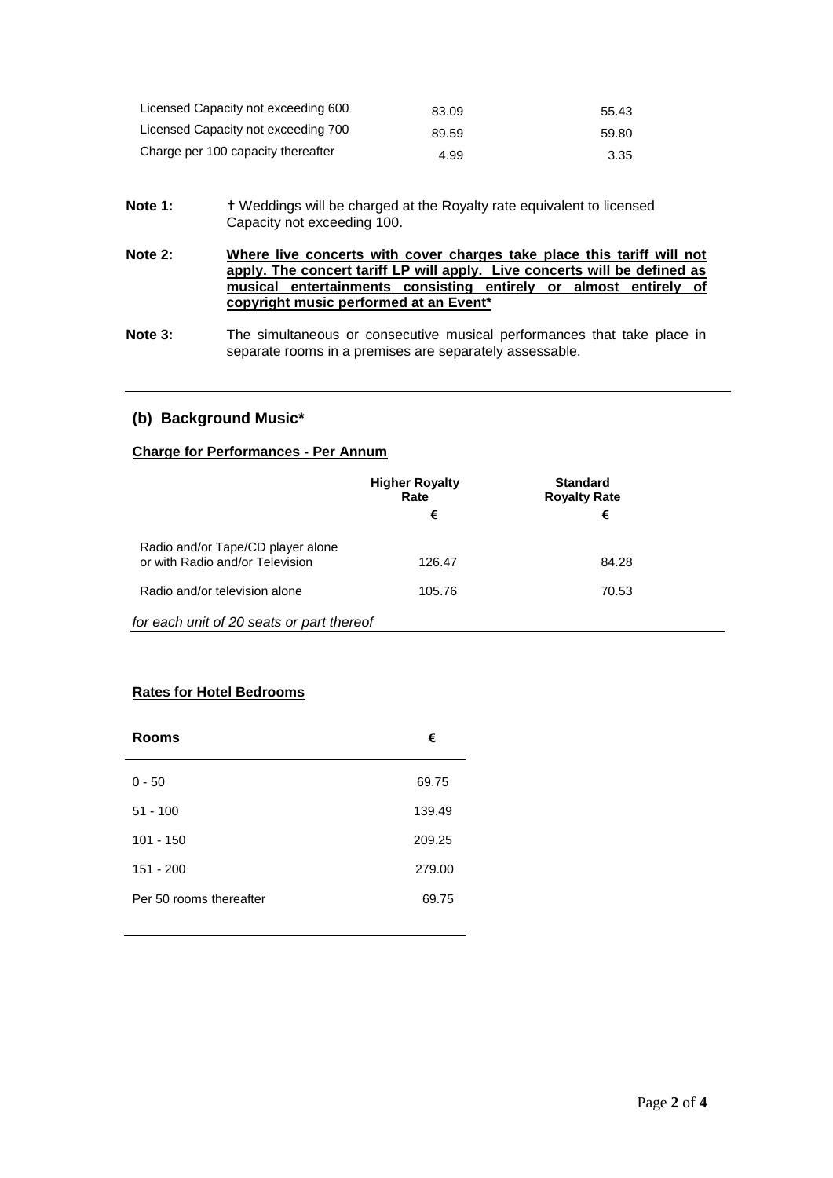| | | |
|---|---|---|
| Licensed Capacity not exceeding 600 | 83.09 | 55.43 |
| Licensed Capacity not exceeding 700 | 89.59 | 59.80 |
| Charge per 100 capacity thereafter | 4.99 | 3.35 |

**Note 1:** † Weddings will be charged at the Royalty rate equivalent to licensed Capacity not exceeding 100.

**Note 2:** **Where live concerts with cover charges take place this tariff will not apply. The concert tariff LP will apply. Live concerts will be defined as musical entertainments consisting entirely or almost entirely of copyright music performed at an Event***

**Note 3:** The simultaneous or consecutive musical performances that take place in separate rooms in a premises are separately assessable.

---

## (b) Background Music*

**Charge for Performances - Per Annum**

| | Higher Royalty Rate € | Standard Royalty Rate € |
|---|---|---|
| Radio and/or Tape/CD player alone or with Radio and/or Television | 126.47 | 84.28 |
| Radio and/or television alone | 105.76 | 70.53 |

*for each unit of 20 seats or part thereof*

**Rates for Hotel Bedrooms**

| Rooms | € |
|---|---|
| 0 - 50 | 69.75 |
| 51 - 100 | 139.49 |
| 101 - 150 | 209.25 |
| 151 - 200 | 279.00 |
| Per 50 rooms thereafter | 69.75 |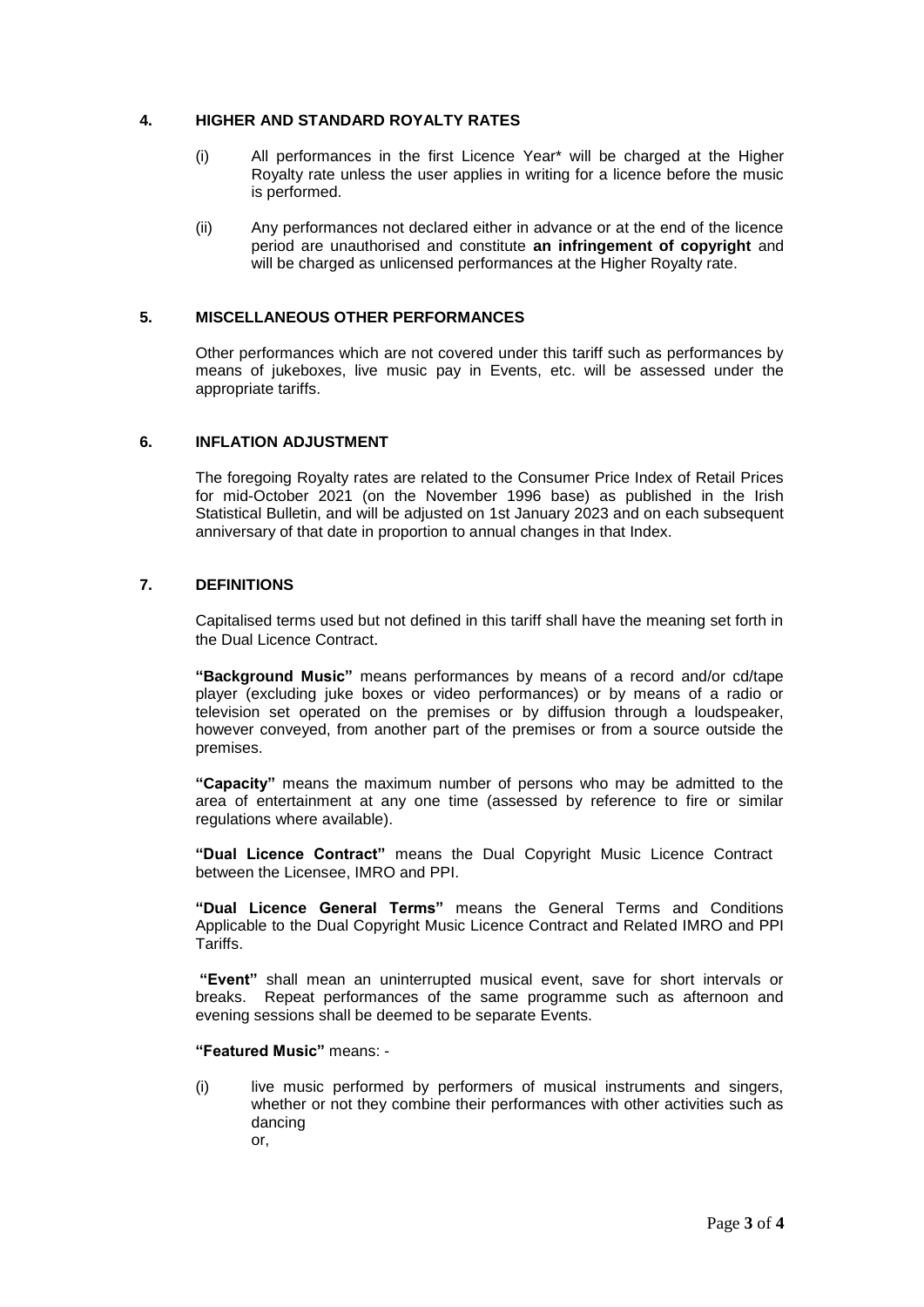## 4. HIGHER AND STANDARD ROYALTY RATES

(i) All performances in the first Licence Year* will be charged at the Higher Royalty rate unless the user applies in writing for a licence before the music is performed.

(ii) Any performances not declared either in advance or at the end of the licence period are unauthorised and constitute **an infringement of copyright** and will be charged as unlicensed performances at the Higher Royalty rate.

## 5. MISCELLANEOUS OTHER PERFORMANCES

Other performances which are not covered under this tariff such as performances by means of jukeboxes, live music pay in Events, etc. will be assessed under the appropriate tariffs.

## 6. INFLATION ADJUSTMENT

The foregoing Royalty rates are related to the Consumer Price Index of Retail Prices for mid-October 2021 (on the November 1996 base) as published in the Irish Statistical Bulletin, and will be adjusted on 1st January 2023 and on each subsequent anniversary of that date in proportion to annual changes in that Index.

## 7. DEFINITIONS

Capitalised terms used but not defined in this tariff shall have the meaning set forth in the Dual Licence Contract.

**"Background Music"** means performances by means of a record and/or cd/tape player (excluding juke boxes or video performances) or by means of a radio or television set operated on the premises or by diffusion through a loudspeaker, however conveyed, from another part of the premises or from a source outside the premises.

**"Capacity"** means the maximum number of persons who may be admitted to the area of entertainment at any one time (assessed by reference to fire or similar regulations where available).

**"Dual Licence Contract"** means the Dual Copyright Music Licence Contract between the Licensee, IMRO and PPI.

**"Dual Licence General Terms"** means the General Terms and Conditions Applicable to the Dual Copyright Music Licence Contract and Related IMRO and PPI Tariffs.

**"Event"** shall mean an uninterrupted musical event, save for short intervals or breaks. Repeat performances of the same programme such as afternoon and evening sessions shall be deemed to be separate Events.

**"Featured Music"** means: -

(i) live music performed by performers of musical instruments and singers, whether or not they combine their performances with other activities such as dancing
or,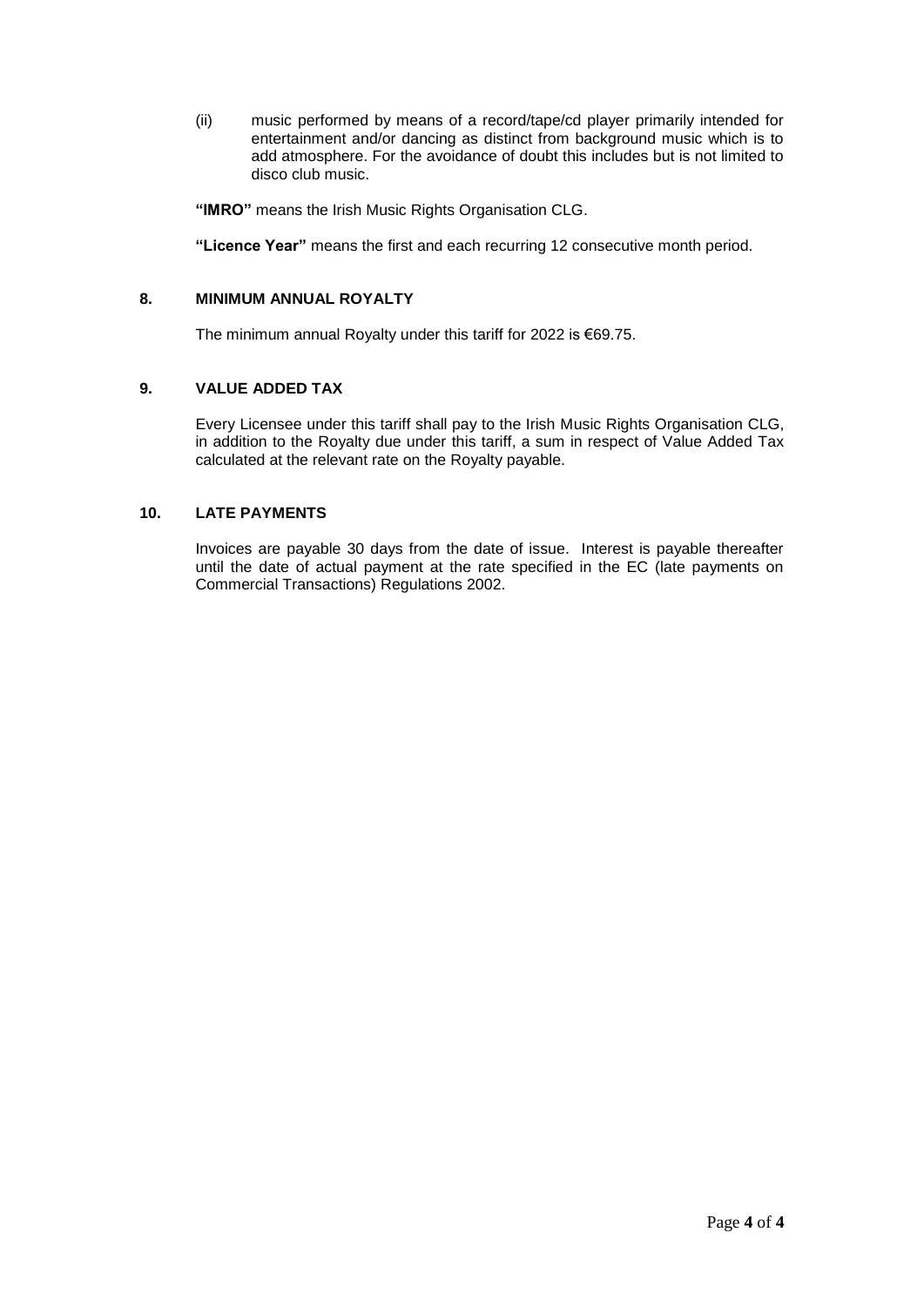(ii) music performed by means of a record/tape/cd player primarily intended for entertainment and/or dancing as distinct from background music which is to add atmosphere. For the avoidance of doubt this includes but is not limited to disco club music.

**"IMRO"** means the Irish Music Rights Organisation CLG.

**"Licence Year"** means the first and each recurring 12 consecutive month period.

## 8. MINIMUM ANNUAL ROYALTY

The minimum annual Royalty under this tariff for 2022 is €69.75.

## 9. VALUE ADDED TAX

Every Licensee under this tariff shall pay to the Irish Music Rights Organisation CLG, in addition to the Royalty due under this tariff, a sum in respect of Value Added Tax calculated at the relevant rate on the Royalty payable.

## 10. LATE PAYMENTS

Invoices are payable 30 days from the date of issue. Interest is payable thereafter until the date of actual payment at the rate specified in the EC (late payments on Commercial Transactions) Regulations 2002.